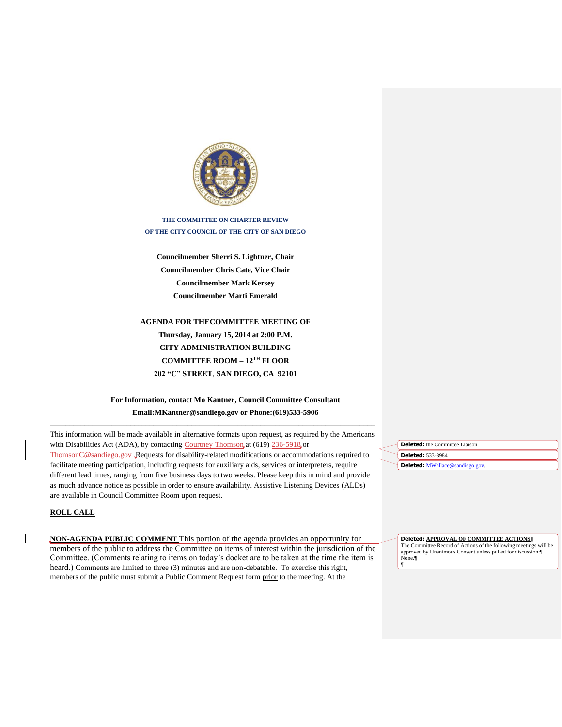THE COMMITTEE ON CHARTER REVIEW
OF THE CITY COUNCIL OF THE CITY OF SAN DIEGO

**Councilmember Sherri S. Lightner, Chair**
**Councilmember Chris Cate, Vice Chair**
**Councilmember Mark Kersey**
**Councilmember Marti Emerald**

**AGENDA FOR THECOMMITTEE MEETING OF**
**Thursday, January 15, 2014 at 2:00 P.M.**
**CITY ADMINISTRATION BUILDING**
**COMMITTEE ROOM – 12TH FLOOR**
**202 "C" STREET, SAN DIEGO, CA 92101**

**For Information, contact Mo Kantner, Council Committee Consultant**
**Email:MKantner@sandiego.gov or Phone:(619)533-5906**

---

This information will be made available in alternative formats upon request, as required by the Americans with Disabilities Act (ADA), by contacting Courtney Thomson at (619) 236-5918 or ThomsonC@sandiego.gov. Requests for disability-related modifications or accommodations required to facilitate meeting participation, including requests for auxiliary aids, services or interpreters, require different lead times, ranging from five business days to two weeks. Please keep this in mind and provide as much advance notice as possible in order to ensure availability. Assistive Listening Devices (ALDs) are available in Council Committee Room upon request.

**ROLL CALL**

**NON-AGENDA PUBLIC COMMENT** This portion of the agenda provides an opportunity for members of the public to address the Committee on items of interest within the jurisdiction of the Committee. (Comments relating to items on today's docket are to be taken at the time the item is heard.) Comments are limited to three (3) minutes and are non-debatable. To exercise this right, members of the public must submit a Public Comment Request form prior to the meeting. At the

**Deleted:** the Committee Liaison

**Deleted:** 533-3984

**Deleted:** MWallace@sandiego.gov.

**Deleted:** APPROVAL OF COMMITTEE ACTIONS
The Committee Record of Actions of the following meetings will be approved by Unanimous Consent unless pulled for discussion:
None.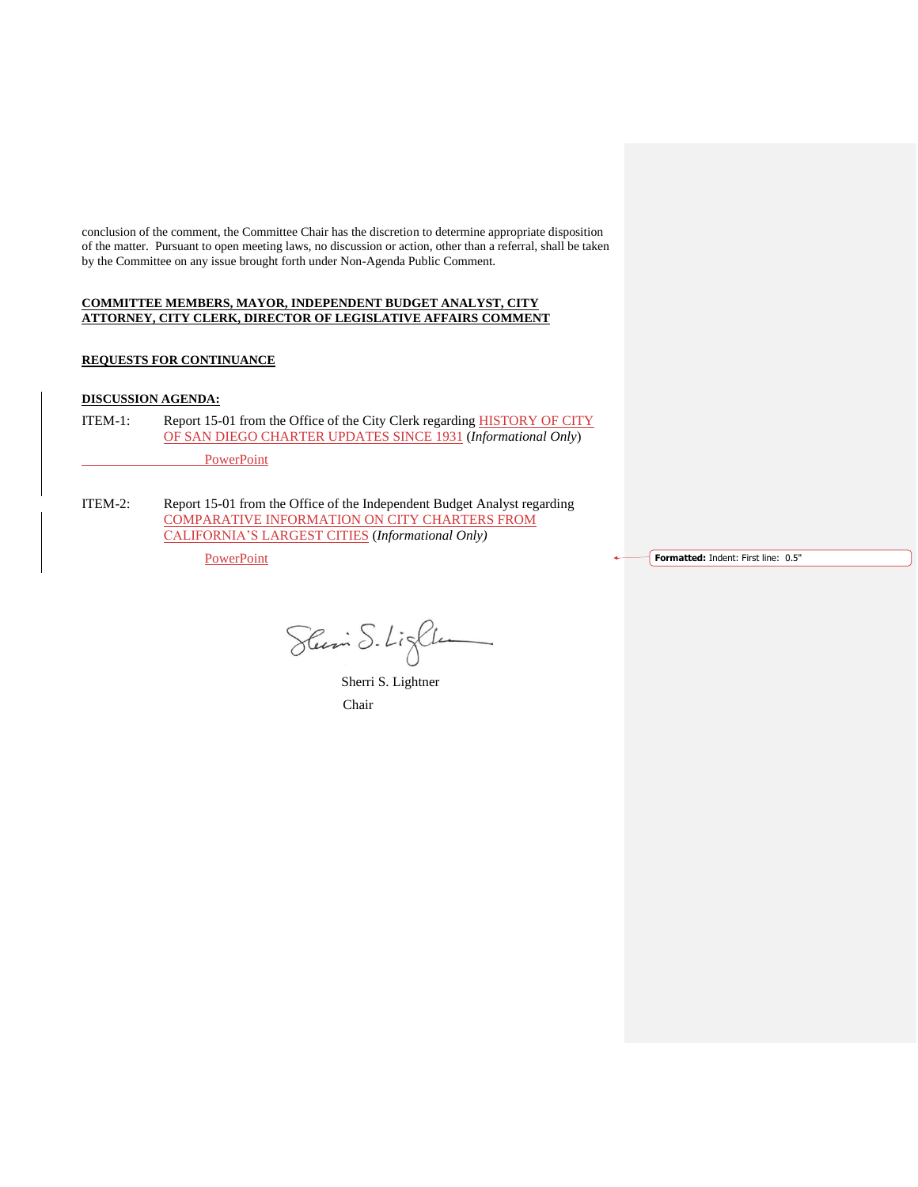conclusion of the comment, the Committee Chair has the discretion to determine appropriate disposition of the matter. Pursuant to open meeting laws, no discussion or action, other than a referral, shall be taken by the Committee on any issue brought forth under Non-Agenda Public Comment.

**COMMITTEE MEMBERS, MAYOR, INDEPENDENT BUDGET ANALYST, CITY ATTORNEY, CITY CLERK, DIRECTOR OF LEGISLATIVE AFFAIRS COMMENT**

**REQUESTS FOR CONTINUANCE**

**DISCUSSION AGENDA:**

ITEM-1: Report 15-01 from the Office of the City Clerk regarding HISTORY OF CITY OF SAN DIEGO CHARTER UPDATES SINCE 1931 (*Informational Only*)

PowerPoint

ITEM-2: Report 15-01 from the Office of the Independent Budget Analyst regarding COMPARATIVE INFORMATION ON CITY CHARTERS FROM CALIFORNIA'S LARGEST CITIES (*Informational Only)*

PowerPoint

**Formatted:** Indent: First line: 0.5"

Sherri S. Lightner
Chair